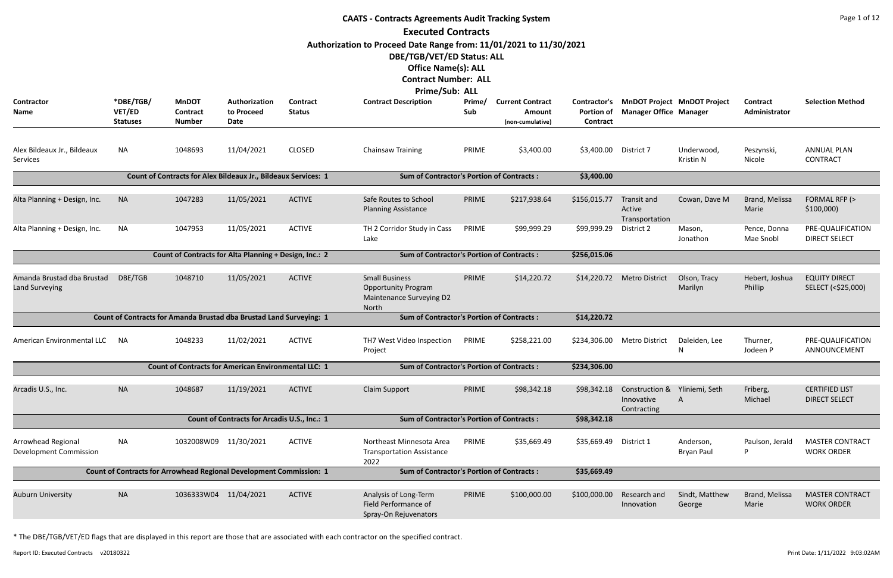# CAATS - Contracts Agreements Audit Tracking System

## Executed Contracts

**Authorization to Proceed Date Range from: 11/01/2021 to 11/30/2021**

**DBE/TGB/VET/ED Status: ALL**

**Office Name(s): ALL**

**Contract Number: ALL**

**Prime/Sub: ALL**

| Contractor Name | *DBE/TGB/ VET/ED Statuses | MnDOT Contract Number | Authorization to Proceed Date | Contract Status | Contract Description | Prime/ Sub | Current Contract Amount (non-cumulative) | Contractor's Portion of Contract | MnDOT Project Manager Office | MnDOT Project Manager | Contract Administrator | Selection Method |
|---|---|---|---|---|---|---|---|---|---|---|---|---|
| Alex Bildeaux Jr., Bildeaux Services | NA | 1048693 | 11/04/2021 | CLOSED | Chainsaw Training | PRIME | $3,400.00 | $3,400.00 | District 7 | Underwood, Kristin N | Peszynski, Nicole | ANNUAL PLAN CONTRACT |
| | | Count of Contracts for Alex Bildeaux Jr., Bildeaux Services: 1 | | | Sum of Contractor's Portion of Contracts : | | | $3,400.00 | | | | |
| Alta Planning + Design, Inc. | NA | 1047283 | 11/05/2021 | ACTIVE | Safe Routes to School Planning Assistance | PRIME | $217,938.64 | $156,015.77 | Transit and Active Transportation | Cowan, Dave M | Brand, Melissa Marie | FORMAL RFP (> $100,000) |
| Alta Planning + Design, Inc. | NA | 1047953 | 11/05/2021 | ACTIVE | TH 2 Corridor Study in Cass Lake | PRIME | $99,999.29 | $99,999.29 | District 2 | Mason, Jonathon | Pence, Donna Mae Snobl | PRE-QUALIFICATION DIRECT SELECT |
| | | Count of Contracts for Alta Planning + Design, Inc.: 2 | | | Sum of Contractor's Portion of Contracts : | | | $256,015.06 | | | | |
| Amanda Brustad dba Brustad Land Surveying | DBE/TGB | 1048710 | 11/05/2021 | ACTIVE | Small Business Opportunity Program Maintenance Surveying D2 North | PRIME | $14,220.72 | $14,220.72 | Metro District | Olson, Tracy Marilyn | Hebert, Joshua Phillip | EQUITY DIRECT SELECT (<$25,000) |
| | | Count of Contracts for Amanda Brustad dba Brustad Land Surveying: 1 | | | Sum of Contractor's Portion of Contracts : | | | $14,220.72 | | | | |
| American Environmental LLC | NA | 1048233 | 11/02/2021 | ACTIVE | TH7 West Video Inspection Project | PRIME | $258,221.00 | $234,306.00 | Metro District | Daleiden, Lee N | Thurner, Jodeen P | PRE-QUALIFICATION ANNOUNCEMENT |
| | | Count of Contracts for American Environmental LLC: 1 | | | Sum of Contractor's Portion of Contracts : | | | $234,306.00 | | | | |
| Arcadis U.S., Inc. | NA | 1048687 | 11/19/2021 | ACTIVE | Claim Support | PRIME | $98,342.18 | $98,342.18 | Construction & Innovative Contracting | Yliniemi, Seth A | Friberg, Michael | CERTIFIED LIST DIRECT SELECT |
| | | Count of Contracts for Arcadis U.S., Inc.: 1 | | | Sum of Contractor's Portion of Contracts : | | | $98,342.18 | | | | |
| Arrowhead Regional Development Commission | NA | 1032008W09 | 11/30/2021 | ACTIVE | Northeast Minnesota Area Transportation Assistance 2022 | PRIME | $35,669.49 | $35,669.49 | District 1 | Anderson, Bryan Paul | Paulson, Jerald P | MASTER CONTRACT WORK ORDER |
| | | Count of Contracts for Arrowhead Regional Development Commission: 1 | | | Sum of Contractor's Portion of Contracts : | | | $35,669.49 | | | | |
| Auburn University | NA | 1036333W04 | 11/04/2021 | ACTIVE | Analysis of Long-Term Field Performance of Spray-On Rejuvenators | PRIME | $100,000.00 | $100,000.00 | Research and Innovation | Sindt, Matthew George | Brand, Melissa Marie | MASTER CONTRACT WORK ORDER |

* The DBE/TGB/VET/ED flags that are displayed in this report are those that are associated with each contractor on the specified contract.

Report ID: Executed Contracts v20180322 Print Date: 1/11/2022 9:03:02AM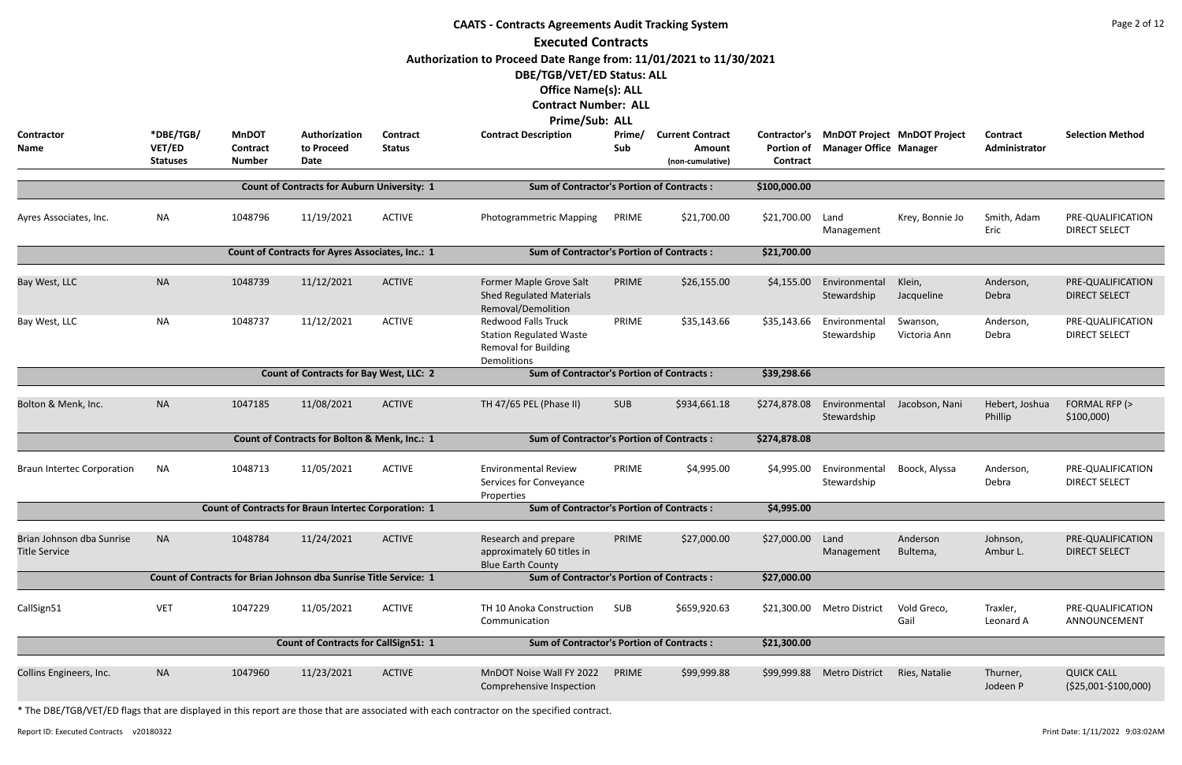# CAATS - Contracts Agreements Audit Tracking System

## Executed Contracts

**Authorization to Proceed Date Range from: 11/01/2021 to 11/30/2021**

**DBE/TGB/VET/ED Status: ALL**

**Office Name(s): ALL**

**Contract Number: ALL**

**Prime/Sub: ALL**

| Contractor Name | *DBE/TGB/ VET/ED Statuses | MnDOT Contract Number | Authorization to Proceed Date | Contract Status | Contract Description | Prime/ Sub | Current Contract Amount (non-cumulative) | Contractor's Portion of Contract | MnDOT Project Manager Office | MnDOT Project Manager | Contract Administrator | Selection Method |
|---|---|---|---|---|---|---|---|---|---|---|---|---|
| | | Count of Contracts for Auburn University: 1 | | | Sum of Contractor's Portion of Contracts : | | | $100,000.00 | | | | |
| Ayres Associates, Inc. | NA | 1048796 | 11/19/2021 | ACTIVE | Photogrammetric Mapping | PRIME | $21,700.00 | $21,700.00 | Land Management | Krey, Bonnie Jo | Smith, Adam Eric | PRE-QUALIFICATION DIRECT SELECT |
| | | Count of Contracts for Ayres Associates, Inc.: 1 | | | Sum of Contractor's Portion of Contracts : | | | $21,700.00 | | | | |
| Bay West, LLC | NA | 1048739 | 11/12/2021 | ACTIVE | Former Maple Grove Salt Shed Regulated Materials Removal/Demolition | PRIME | $26,155.00 | $4,155.00 | Environmental Stewardship | Klein, Jacqueline | Anderson, Debra | PRE-QUALIFICATION DIRECT SELECT |
| Bay West, LLC | NA | 1048737 | 11/12/2021 | ACTIVE | Redwood Falls Truck Station Regulated Waste Removal for Building Demolitions | PRIME | $35,143.66 | $35,143.66 | Environmental Stewardship | Swanson, Victoria Ann | Anderson, Debra | PRE-QUALIFICATION DIRECT SELECT |
| | | Count of Contracts for Bay West, LLC: 2 | | | Sum of Contractor's Portion of Contracts : | | | $39,298.66 | | | | |
| Bolton & Menk, Inc. | NA | 1047185 | 11/08/2021 | ACTIVE | TH 47/65 PEL (Phase II) | SUB | $934,661.18 | $274,878.08 | Environmental Stewardship | Jacobson, Nani | Hebert, Joshua Phillip | FORMAL RFP (> $100,000) |
| | | Count of Contracts for Bolton & Menk, Inc.: 1 | | | Sum of Contractor's Portion of Contracts : | | | $274,878.08 | | | | |
| Braun Intertec Corporation | NA | 1048713 | 11/05/2021 | ACTIVE | Environmental Review Services for Conveyance Properties | PRIME | $4,995.00 | $4,995.00 | Environmental Stewardship | Boock, Alyssa | Anderson, Debra | PRE-QUALIFICATION DIRECT SELECT |
| | | Count of Contracts for Braun Intertec Corporation: 1 | | | Sum of Contractor's Portion of Contracts : | | | $4,995.00 | | | | |
| Brian Johnson dba Sunrise Title Service | NA | 1048784 | 11/24/2021 | ACTIVE | Research and prepare approximately 60 titles in Blue Earth County | PRIME | $27,000.00 | $27,000.00 | Land Management | Anderson Bultema, | Johnson, Ambur L. | PRE-QUALIFICATION DIRECT SELECT |
| | | Count of Contracts for Brian Johnson dba Sunrise Title Service: 1 | | | Sum of Contractor's Portion of Contracts : | | | $27,000.00 | | | | |
| CallSign51 | VET | 1047229 | 11/05/2021 | ACTIVE | TH 10 Anoka Construction Communication | SUB | $659,920.63 | $21,300.00 | Metro District | Vold Greco, Gail | Traxler, Leonard A | PRE-QUALIFICATION ANNOUNCEMENT |
| | | Count of Contracts for CallSign51: 1 | | | Sum of Contractor's Portion of Contracts : | | | $21,300.00 | | | | |
| Collins Engineers, Inc. | NA | 1047960 | 11/23/2021 | ACTIVE | MnDOT Noise Wall FY 2022 Comprehensive Inspection | PRIME | $99,999.88 | $99,999.88 | Metro District | Ries, Natalie | Thurner, Jodeen P | QUICK CALL ($25,001-$100,000) |

* The DBE/TGB/VET/ED flags that are displayed in this report are those that are associated with each contractor on the specified contract.

Report ID: Executed Contracts v20180322 Print Date: 1/11/2022 9:03:02AM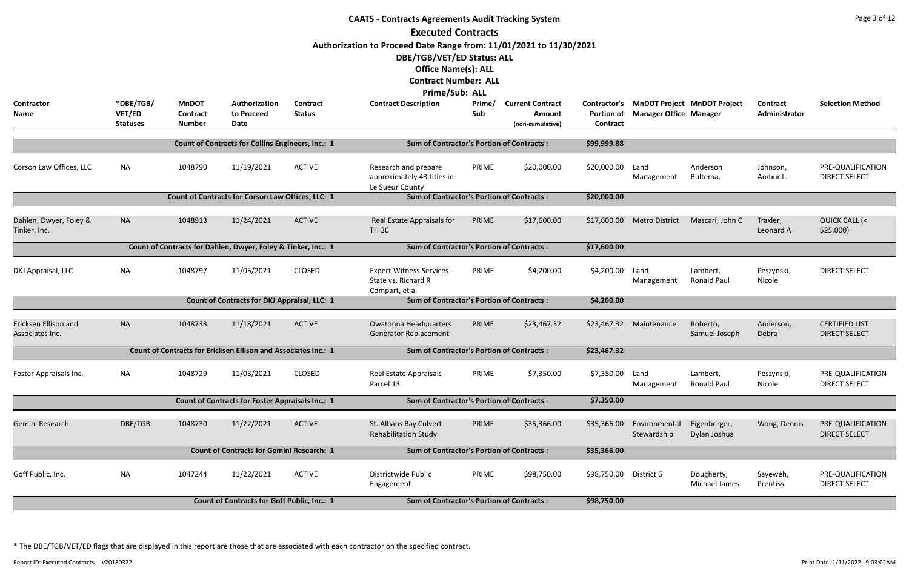# CAATS - Contracts Agreements Audit Tracking System

## Executed Contracts

**Authorization to Proceed Date Range from: 11/01/2021 to 11/30/2021**

**DBE/TGB/VET/ED Status: ALL**

**Office Name(s): ALL**

**Contract Number: ALL**

**Prime/Sub: ALL**

| Contractor Name | *DBE/TGB/ VET/ED Statuses | MnDOT Contract Number | Authorization to Proceed Date | Contract Status | Contract Description | Prime/ Sub | Current Contract Amount (non-cumulative) | Contractor's Portion of Contract | MnDOT Project Manager Office | MnDOT Project Manager | Contract Administrator | Selection Method |
|---|---|---|---|---|---|---|---|---|---|---|---|---|
| | | Count of Contracts for Collins Engineers, Inc.: 1 | | | Sum of Contractor's Portion of Contracts : | | | $99,999.88 | | | | |
| Corson Law Offices, LLC | NA | 1048790 | 11/19/2021 | ACTIVE | Research and prepare approximately 43 titles in Le Sueur County | PRIME | $20,000.00 | $20,000.00 | Land Management | Anderson Bultema, | Johnson, Ambur L. | PRE-QUALIFICATION DIRECT SELECT |
| | | Count of Contracts for Corson Law Offices, LLC: 1 | | | Sum of Contractor's Portion of Contracts : | | | $20,000.00 | | | | |
| Dahlen, Dwyer, Foley & Tinker, Inc. | NA | 1048913 | 11/24/2021 | ACTIVE | Real Estate Appraisals for TH 36 | PRIME | $17,600.00 | $17,600.00 | Metro District | Mascari, John C | Traxler, Leonard A | QUICK CALL (< $25,000) |
| | | Count of Contracts for Dahlen, Dwyer, Foley & Tinker, Inc.: 1 | | | Sum of Contractor's Portion of Contracts : | | | $17,600.00 | | | | |
| DKJ Appraisal, LLC | NA | 1048797 | 11/05/2021 | CLOSED | Expert Witness Services - State vs. Richard R Compart, et al | PRIME | $4,200.00 | $4,200.00 | Land Management | Lambert, Ronald Paul | Peszynski, Nicole | DIRECT SELECT |
| | | Count of Contracts for DKJ Appraisal, LLC: 1 | | | Sum of Contractor's Portion of Contracts : | | | $4,200.00 | | | | |
| Ericksen Ellison and Associates Inc. | NA | 1048733 | 11/18/2021 | ACTIVE | Owatonna Headquarters Generator Replacement | PRIME | $23,467.32 | $23,467.32 | Maintenance | Roberto, Samuel Joseph | Anderson, Debra | CERTIFIED LIST DIRECT SELECT |
| | | Count of Contracts for Ericksen Ellison and Associates Inc.: 1 | | | Sum of Contractor's Portion of Contracts : | | | $23,467.32 | | | | |
| Foster Appraisals Inc. | NA | 1048729 | 11/03/2021 | CLOSED | Real Estate Appraisals - Parcel 13 | PRIME | $7,350.00 | $7,350.00 | Land Management | Lambert, Ronald Paul | Peszynski, Nicole | PRE-QUALIFICATION DIRECT SELECT |
| | | Count of Contracts for Foster Appraisals Inc.: 1 | | | Sum of Contractor's Portion of Contracts : | | | $7,350.00 | | | | |
| Gemini Research | DBE/TGB | 1048730 | 11/22/2021 | ACTIVE | St. Albans Bay Culvert Rehabilitation Study | PRIME | $35,366.00 | $35,366.00 | Environmental Stewardship | Eigenberger, Dylan Joshua | Wong, Dennis | PRE-QUALIFICATION DIRECT SELECT |
| | | Count of Contracts for Gemini Research: 1 | | | Sum of Contractor's Portion of Contracts : | | | $35,366.00 | | | | |
| Goff Public, Inc. | NA | 1047244 | 11/22/2021 | ACTIVE | Districtwide Public Engagement | PRIME | $98,750.00 | $98,750.00 | District 6 | Dougherty, Michael James | Sayeweh, Prentiss | PRE-QUALIFICATION DIRECT SELECT |
| | | Count of Contracts for Goff Public, Inc.: 1 | | | Sum of Contractor's Portion of Contracts : | | | $98,750.00 | | | | |

\* The DBE/TGB/VET/ED flags that are displayed in this report are those that are associated with each contractor on the specified contract.

Report ID: Executed Contracts v20180322 Print Date: 1/11/2022 9:03:02AM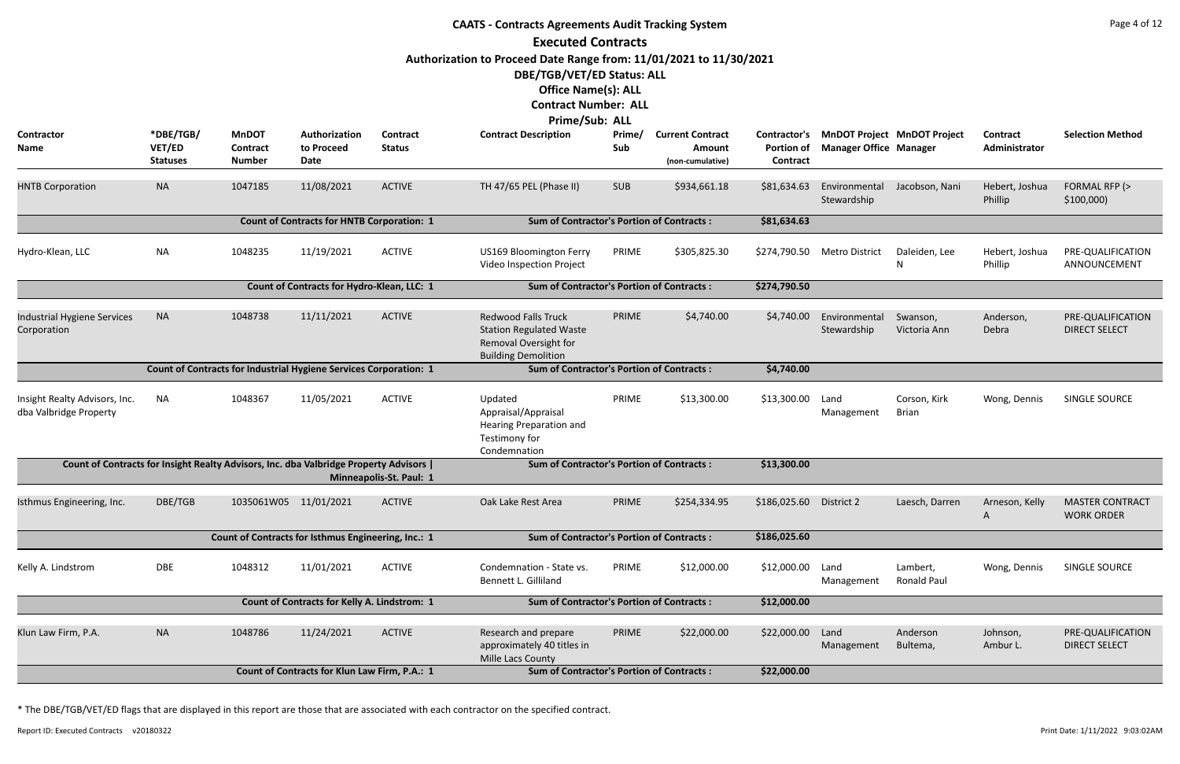# CAATS - Contracts Agreements Audit Tracking System

## Executed Contracts

**Authorization to Proceed Date Range from: 11/01/2021 to 11/30/2021**

**DBE/TGB/VET/ED Status: ALL**

**Office Name(s): ALL**

**Contract Number: ALL**

**Prime/Sub: ALL**

| Contractor Name | *DBE/TGB/VET/ED Statuses | MnDOT Contract Number | Authorization to Proceed Date | Contract Status | Contract Description | Prime/Sub | Current Contract Amount (non-cumulative) | Contractor's Portion of Contract | MnDOT Project Manager Office | MnDOT Project Manager | Contract Administrator | Selection Method |
|---|---|---|---|---|---|---|---|---|---|---|---|---|
| HNTB Corporation | NA | 1047185 | 11/08/2021 | ACTIVE | TH 47/65 PEL (Phase II) | SUB | $934,661.18 | $81,634.63 | Environmental Stewardship | Jacobson, Nani | Hebert, Joshua Phillip | FORMAL RFP (> $100,000) |
| | | Count of Contracts for HNTB Corporation: 1 | | | Sum of Contractor's Portion of Contracts : | | | $81,634.63 | | | | |
| Hydro-Klean, LLC | NA | 1048235 | 11/19/2021 | ACTIVE | US169 Bloomington Ferry Video Inspection Project | PRIME | $305,825.30 | $274,790.50 | Metro District | Daleiden, Lee N | Hebert, Joshua Phillip | PRE-QUALIFICATION ANNOUNCEMENT |
| | | Count of Contracts for Hydro-Klean, LLC: 1 | | | Sum of Contractor's Portion of Contracts : | | | $274,790.50 | | | | |
| Industrial Hygiene Services Corporation | NA | 1048738 | 11/11/2021 | ACTIVE | Redwood Falls Truck Station Regulated Waste Removal Oversight for Building Demolition | PRIME | $4,740.00 | $4,740.00 | Environmental Stewardship | Swanson, Victoria Ann | Anderson, Debra | PRE-QUALIFICATION DIRECT SELECT |
| | Count of Contracts for Industrial Hygiene Services Corporation: 1 | | | | Sum of Contractor's Portion of Contracts : | | | $4,740.00 | | | | |
| Insight Realty Advisors, Inc. dba Valbridge Property | NA | 1048367 | 11/05/2021 | ACTIVE | Updated Appraisal/Appraisal Hearing Preparation and Testimony for Condemnation | PRIME | $13,300.00 | $13,300.00 | Land Management | Corson, Kirk Brian | Wong, Dennis | SINGLE SOURCE |
| Count of Contracts for Insight Realty Advisors, Inc. dba Valbridge Property Advisors \| Minneapolis-St. Paul: 1 | | | | | Sum of Contractor's Portion of Contracts : | | | $13,300.00 | | | | |
| Isthmus Engineering, Inc. | DBE/TGB | 1035061W05 | 11/01/2021 | ACTIVE | Oak Lake Rest Area | PRIME | $254,334.95 | $186,025.60 | District 2 | Laesch, Darren | Arneson, Kelly A | MASTER CONTRACT WORK ORDER |
| | | Count of Contracts for Isthmus Engineering, Inc.: 1 | | | Sum of Contractor's Portion of Contracts : | | | $186,025.60 | | | | |
| Kelly A. Lindstrom | DBE | 1048312 | 11/01/2021 | ACTIVE | Condemnation - State vs. Bennett L. Gilliland | PRIME | $12,000.00 | $12,000.00 | Land Management | Lambert, Ronald Paul | Wong, Dennis | SINGLE SOURCE |
| | | Count of Contracts for Kelly A. Lindstrom: 1 | | | Sum of Contractor's Portion of Contracts : | | | $12,000.00 | | | | |
| Klun Law Firm, P.A. | NA | 1048786 | 11/24/2021 | ACTIVE | Research and prepare approximately 40 titles in Mille Lacs County | PRIME | $22,000.00 | $22,000.00 | Land Management | Anderson Bultema, | Johnson, Ambur L. | PRE-QUALIFICATION DIRECT SELECT |
| | | Count of Contracts for Klun Law Firm, P.A.: 1 | | | Sum of Contractor's Portion of Contracts : | | | $22,000.00 | | | | |

* The DBE/TGB/VET/ED flags that are displayed in this report are those that are associated with each contractor on the specified contract.

Report ID: Executed Contracts v20180322 Print Date: 1/11/2022 9:03:02AM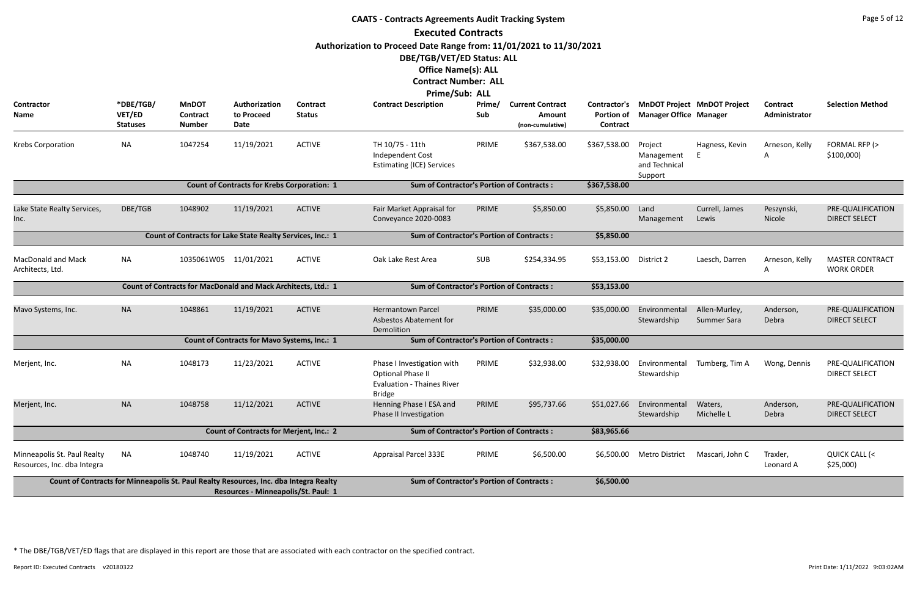# CAATS - Contracts Agreements Audit Tracking System

## Executed Contracts

**Authorization to Proceed Date Range from: 11/01/2021 to 11/30/2021**

**DBE/TGB/VET/ED Status: ALL**

**Office Name(s): ALL**

**Contract Number: ALL**

**Prime/Sub: ALL**

| Contractor Name | *DBE/TGB/ VET/ED Statuses | MnDOT Contract Number | Authorization to Proceed Date | Contract Status | Contract Description | Prime/ Sub | Current Contract Amount (non-cumulative) | Contractor's Portion of Contract | MnDOT Project Manager Office | MnDOT Project Manager | Contract Administrator | Selection Method |
|---|---|---|---|---|---|---|---|---|---|---|---|---|
| Krebs Corporation | NA | 1047254 | 11/19/2021 | ACTIVE | TH 10/75 - 11th Independent Cost Estimating (ICE) Services | PRIME | $367,538.00 | $367,538.00 | Project Management and Technical Support | Hagness, Kevin E | Arneson, Kelly A | FORMAL RFP (> $100,000) |
| | | **Count of Contracts for Krebs Corporation: 1** | | | **Sum of Contractor's Portion of Contracts :** | | | **$367,538.00** | | | | |
| Lake State Realty Services, Inc. | DBE/TGB | 1048902 | 11/19/2021 | ACTIVE | Fair Market Appraisal for Conveyance 2020-0083 | PRIME | $5,850.00 | $5,850.00 | Land Management | Currell, James Lewis | Peszynski, Nicole | PRE-QUALIFICATION DIRECT SELECT |
| | | **Count of Contracts for Lake State Realty Services, Inc.: 1** | | | **Sum of Contractor's Portion of Contracts :** | | | **$5,850.00** | | | | |
| MacDonald and Mack Architects, Ltd. | NA | 1035061W05 | 11/01/2021 | ACTIVE | Oak Lake Rest Area | SUB | $254,334.95 | $53,153.00 | District 2 | Laesch, Darren | Arneson, Kelly A | MASTER CONTRACT WORK ORDER |
| | | **Count of Contracts for MacDonald and Mack Architects, Ltd.: 1** | | | **Sum of Contractor's Portion of Contracts :** | | | **$53,153.00** | | | | |
| Mavo Systems, Inc. | NA | 1048861 | 11/19/2021 | ACTIVE | Hermantown Parcel Asbestos Abatement for Demolition | PRIME | $35,000.00 | $35,000.00 | Environmental Stewardship | Allen-Murley, Summer Sara | Anderson, Debra | PRE-QUALIFICATION DIRECT SELECT |
| | | **Count of Contracts for Mavo Systems, Inc.: 1** | | | **Sum of Contractor's Portion of Contracts :** | | | **$35,000.00** | | | | |
| Merjent, Inc. | NA | 1048173 | 11/23/2021 | ACTIVE | Phase I Investigation with Optional Phase II Evaluation - Thaines River Bridge | PRIME | $32,938.00 | $32,938.00 | Environmental Stewardship | Tumberg, Tim A | Wong, Dennis | PRE-QUALIFICATION DIRECT SELECT |
| Merjent, Inc. | NA | 1048758 | 11/12/2021 | ACTIVE | Henning Phase I ESA and Phase II Investigation | PRIME | $95,737.66 | $51,027.66 | Environmental Stewardship | Waters, Michelle L | Anderson, Debra | PRE-QUALIFICATION DIRECT SELECT |
| | | **Count of Contracts for Merjent, Inc.: 2** | | | **Sum of Contractor's Portion of Contracts :** | | | **$83,965.66** | | | | |
| Minneapolis St. Paul Realty Resources, Inc. dba Integra | NA | 1048740 | 11/19/2021 | ACTIVE | Appraisal Parcel 333E | PRIME | $6,500.00 | $6,500.00 | Metro District | Mascari, John C | Traxler, Leonard A | QUICK CALL (< $25,000) |
| | | **Count of Contracts for Minneapolis St. Paul Realty Resources, Inc. dba Integra Realty Resources - Minneapolis/St. Paul: 1** | | | **Sum of Contractor's Portion of Contracts :** | | | **$6,500.00** | | | | |

\* The DBE/TGB/VET/ED flags that are displayed in this report are those that are associated with each contractor on the specified contract.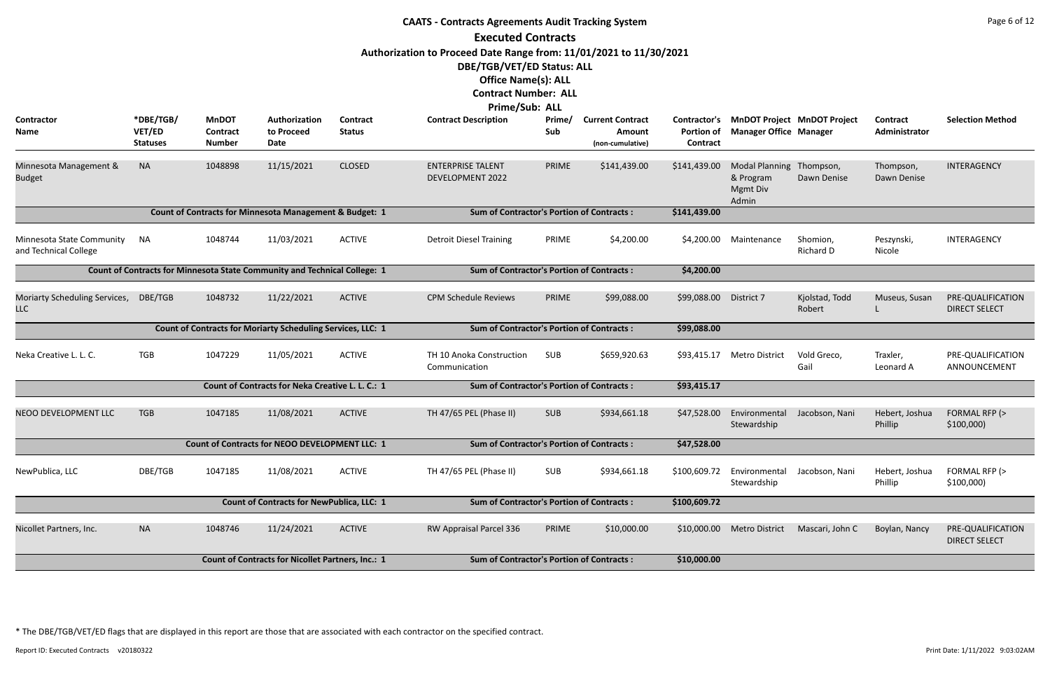# CAATS - Contracts Agreements Audit Tracking System

## Executed Contracts

**Authorization to Proceed Date Range from: 11/01/2021 to 11/30/2021**

**DBE/TGB/VET/ED Status: ALL**

**Office Name(s): ALL**

**Contract Number: ALL**

**Prime/Sub: ALL**

| Contractor Name | *DBE/TGB/ VET/ED Statuses | MnDOT Contract Number | Authorization to Proceed Date | Contract Status | Contract Description | Prime/ Sub | Current Contract Amount (non-cumulative) | Contractor's Portion of Contract | MnDOT Project Manager Office | MnDOT Project Manager | Contract Administrator | Selection Method |
|---|---|---|---|---|---|---|---|---|---|---|---|---|
| Minnesota Management & Budget | NA | 1048898 | 11/15/2021 | CLOSED | ENTERPRISE TALENT DEVELOPMENT 2022 | PRIME | $141,439.00 | $141,439.00 | Modal Planning & Program Mgmt Div Admin | Thompson, Dawn Denise | Thompson, Dawn Denise | INTERAGENCY |
| | | Count of Contracts for Minnesota Management & Budget: 1 | | | Sum of Contractor's Portion of Contracts : | | | $141,439.00 | | | | |
| Minnesota State Community and Technical College | NA | 1048744 | 11/03/2021 | ACTIVE | Detroit Diesel Training | PRIME | $4,200.00 | $4,200.00 | Maintenance | Shomion, Richard D | Peszynski, Nicole | INTERAGENCY |
| | | Count of Contracts for Minnesota State Community and Technical College: 1 | | | Sum of Contractor's Portion of Contracts : | | | $4,200.00 | | | | |
| Moriarty Scheduling Services, LLC | DBE/TGB | 1048732 | 11/22/2021 | ACTIVE | CPM Schedule Reviews | PRIME | $99,088.00 | $99,088.00 | District 7 | Kjolstad, Todd Robert | Museus, Susan L | PRE-QUALIFICATION DIRECT SELECT |
| | | Count of Contracts for Moriarty Scheduling Services, LLC: 1 | | | Sum of Contractor's Portion of Contracts : | | | $99,088.00 | | | | |
| Neka Creative L. L. C. | TGB | 1047229 | 11/05/2021 | ACTIVE | TH 10 Anoka Construction Communication | SUB | $659,920.63 | $93,415.17 | Metro District | Vold Greco, Gail | Traxler, Leonard A | PRE-QUALIFICATION ANNOUNCEMENT |
| | | Count of Contracts for Neka Creative L. L. C.: 1 | | | Sum of Contractor's Portion of Contracts : | | | $93,415.17 | | | | |
| NEOO DEVELOPMENT LLC | TGB | 1047185 | 11/08/2021 | ACTIVE | TH 47/65 PEL (Phase II) | SUB | $934,661.18 | $47,528.00 | Environmental Stewardship | Jacobson, Nani | Hebert, Joshua Phillip | FORMAL RFP (> $100,000) |
| | | Count of Contracts for NEOO DEVELOPMENT LLC: 1 | | | Sum of Contractor's Portion of Contracts : | | | $47,528.00 | | | | |
| NewPublica, LLC | DBE/TGB | 1047185 | 11/08/2021 | ACTIVE | TH 47/65 PEL (Phase II) | SUB | $934,661.18 | $100,609.72 | Environmental Stewardship | Jacobson, Nani | Hebert, Joshua Phillip | FORMAL RFP (> $100,000) |
| | | Count of Contracts for NewPublica, LLC: 1 | | | Sum of Contractor's Portion of Contracts : | | | $100,609.72 | | | | |
| Nicollet Partners, Inc. | NA | 1048746 | 11/24/2021 | ACTIVE | RW Appraisal Parcel 336 | PRIME | $10,000.00 | $10,000.00 | Metro District | Mascari, John C | Boylan, Nancy | PRE-QUALIFICATION DIRECT SELECT |
| | | Count of Contracts for Nicollet Partners, Inc.: 1 | | | Sum of Contractor's Portion of Contracts : | | | $10,000.00 | | | | |

* The DBE/TGB/VET/ED flags that are displayed in this report are those that are associated with each contractor on the specified contract.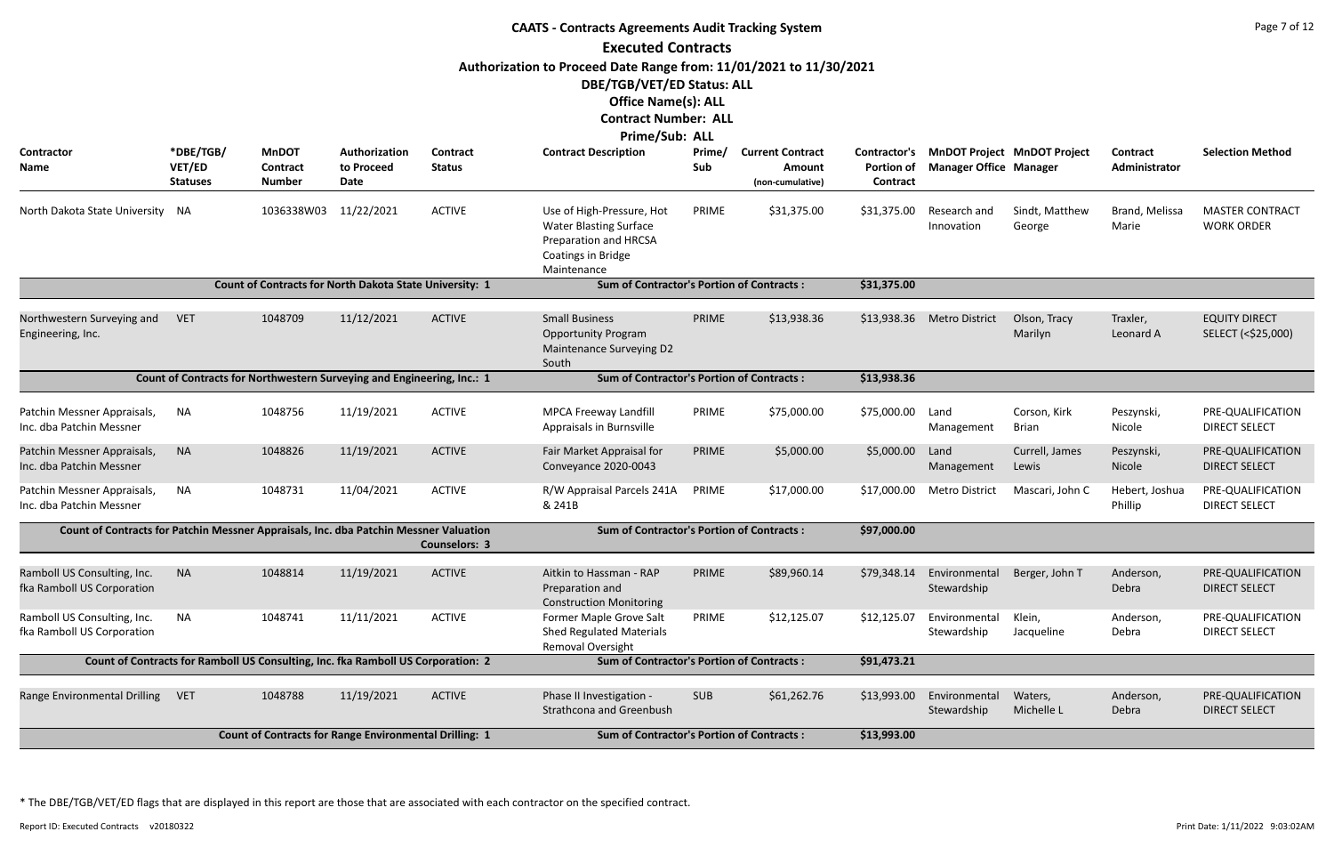# CAATS - Contracts Agreements Audit Tracking System

## Executed Contracts

**Authorization to Proceed Date Range from: 11/01/2021 to 11/30/2021**

**DBE/TGB/VET/ED Status: ALL**

**Office Name(s): ALL**

**Contract Number: ALL**

**Prime/Sub: ALL**

| Contractor Name | *DBE/TGB/ VET/ED Statuses | MnDOT Contract Number | Authorization to Proceed Date | Contract Status | Contract Description | Prime/ Sub | Current Contract Amount (non-cumulative) | Contractor's Portion of Contract | MnDOT Project Manager Office | MnDOT Project Manager | Contract Administrator | Selection Method |
|---|---|---|---|---|---|---|---|---|---|---|---|---|
| North Dakota State University | NA | 1036338W03 | 11/22/2021 | ACTIVE | Use of High-Pressure, Hot Water Blasting Surface Preparation and HRCSA Coatings in Bridge Maintenance | PRIME | $31,375.00 | $31,375.00 | Research and Innovation | Sindt, Matthew George | Brand, Melissa Marie | MASTER CONTRACT WORK ORDER |
| **Count of Contracts for North Dakota State University: 1** | | | | | **Sum of Contractor's Portion of Contracts :** | | | **$31,375.00** | | | | |
| Northwestern Surveying and Engineering, Inc. | VET | 1048709 | 11/12/2021 | ACTIVE | Small Business Opportunity Program Maintenance Surveying D2 South | PRIME | $13,938.36 | $13,938.36 | Metro District | Olson, Tracy Marilyn | Traxler, Leonard A | EQUITY DIRECT SELECT (<$25,000) |
| **Count of Contracts for Northwestern Surveying and Engineering, Inc.: 1** | | | | | **Sum of Contractor's Portion of Contracts :** | | | **$13,938.36** | | | | |
| Patchin Messner Appraisals, Inc. dba Patchin Messner | NA | 1048756 | 11/19/2021 | ACTIVE | MPCA Freeway Landfill Appraisals in Burnsville | PRIME | $75,000.00 | $75,000.00 | Land Management | Corson, Kirk Brian | Peszynski, Nicole | PRE-QUALIFICATION DIRECT SELECT |
| Patchin Messner Appraisals, Inc. dba Patchin Messner | NA | 1048826 | 11/19/2021 | ACTIVE | Fair Market Appraisal for Conveyance 2020-0043 | PRIME | $5,000.00 | $5,000.00 | Land Management | Currell, James Lewis | Peszynski, Nicole | PRE-QUALIFICATION DIRECT SELECT |
| Patchin Messner Appraisals, Inc. dba Patchin Messner | NA | 1048731 | 11/04/2021 | ACTIVE | R/W Appraisal Parcels 241A & 241B | PRIME | $17,000.00 | $17,000.00 | Metro District | Mascari, John C | Hebert, Joshua Phillip | PRE-QUALIFICATION DIRECT SELECT |
| **Count of Contracts for Patchin Messner Appraisals, Inc. dba Patchin Messner Valuation Counselors: 3** | | | | | **Sum of Contractor's Portion of Contracts :** | | | **$97,000.00** | | | | |
| Ramboll US Consulting, Inc. fka Ramboll US Corporation | NA | 1048814 | 11/19/2021 | ACTIVE | Aitkin to Hassman - RAP Preparation and Construction Monitoring | PRIME | $89,960.14 | $79,348.14 | Environmental Stewardship | Berger, John T | Anderson, Debra | PRE-QUALIFICATION DIRECT SELECT |
| Ramboll US Consulting, Inc. fka Ramboll US Corporation | NA | 1048741 | 11/11/2021 | ACTIVE | Former Maple Grove Salt Shed Regulated Materials Removal Oversight | PRIME | $12,125.07 | $12,125.07 | Environmental Stewardship | Klein, Jacqueline | Anderson, Debra | PRE-QUALIFICATION DIRECT SELECT |
| **Count of Contracts for Ramboll US Consulting, Inc. fka Ramboll US Corporation: 2** | | | | | **Sum of Contractor's Portion of Contracts :** | | | **$91,473.21** | | | | |
| Range Environmental Drilling | VET | 1048788 | 11/19/2021 | ACTIVE | Phase II Investigation - Strathcona and Greenbush | SUB | $61,262.76 | $13,993.00 | Environmental Stewardship | Waters, Michelle L | Anderson, Debra | PRE-QUALIFICATION DIRECT SELECT |
| **Count of Contracts for Range Environmental Drilling: 1** | | | | | **Sum of Contractor's Portion of Contracts :** | | | **$13,993.00** | | | | |

\* The DBE/TGB/VET/ED flags that are displayed in this report are those that are associated with each contractor on the specified contract.

Report ID: Executed Contracts v20180322

Print Date: 1/11/2022 9:03:02AM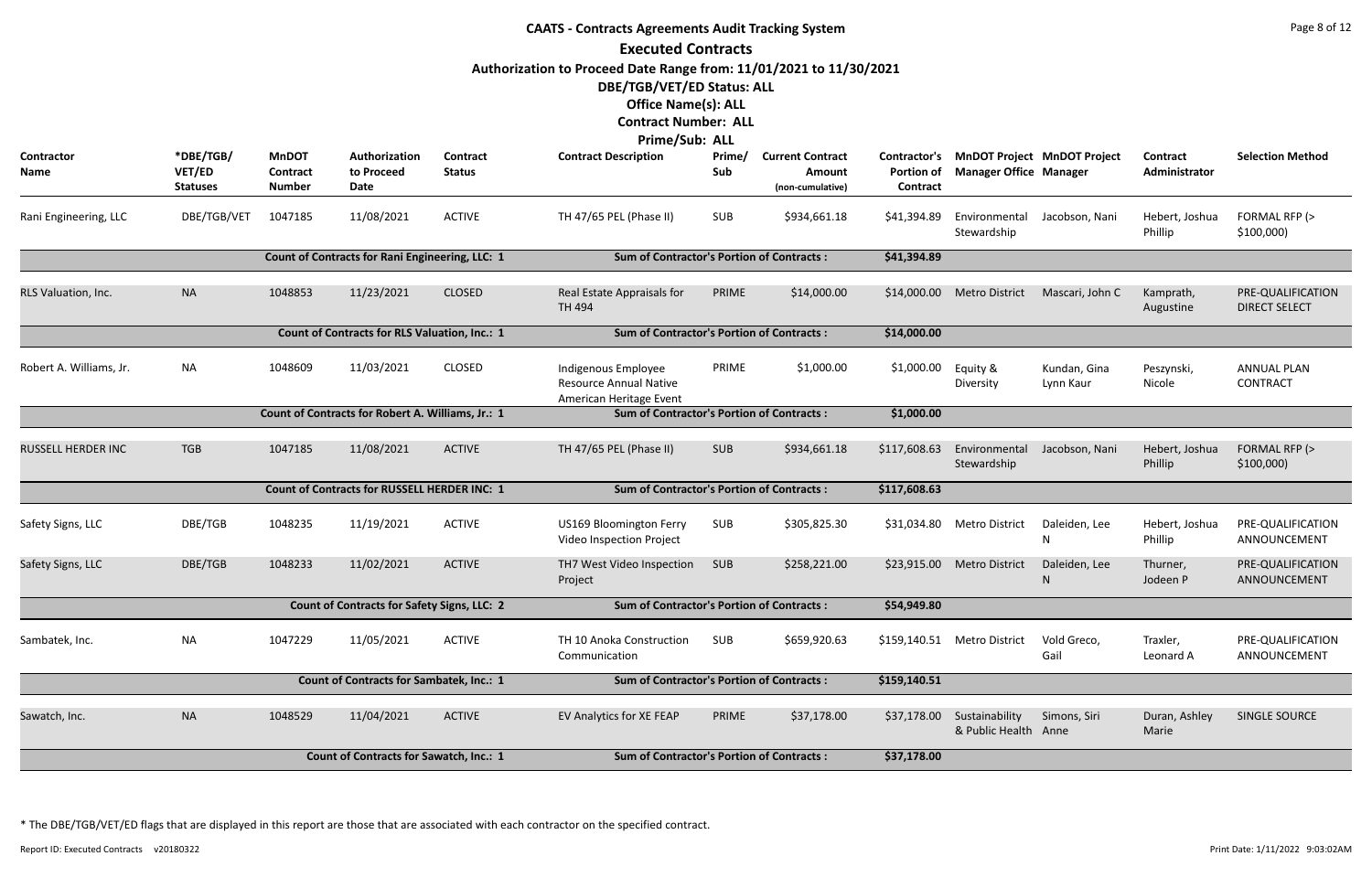# CAATS - Contracts Agreements Audit Tracking System

## Executed Contracts

**Authorization to Proceed Date Range from: 11/01/2021 to 11/30/2021**

**DBE/TGB/VET/ED Status: ALL**

**Office Name(s): ALL**

**Contract Number: ALL**

**Prime/Sub: ALL**

| Contractor Name | *DBE/TGB/ VET/ED Statuses | MnDOT Contract Number | Authorization to Proceed Date | Contract Status | Contract Description | Prime/ Sub | Current Contract Amount (non-cumulative) | Contractor's Portion of Contract | MnDOT Project Manager Office | MnDOT Project Manager | Contract Administrator | Selection Method |
|---|---|---|---|---|---|---|---|---|---|---|---|---|
| Rani Engineering, LLC | DBE/TGB/VET | 1047185 | 11/08/2021 | ACTIVE | TH 47/65 PEL (Phase II) | SUB | $934,661.18 | $41,394.89 | Environmental Stewardship | Jacobson, Nani | Hebert, Joshua Phillip | FORMAL RFP (> $100,000) |
| | | Count of Contracts for Rani Engineering, LLC: 1 | | | Sum of Contractor's Portion of Contracts : | | | $41,394.89 | | | | |
| RLS Valuation, Inc. | NA | 1048853 | 11/23/2021 | CLOSED | Real Estate Appraisals for TH 494 | PRIME | $14,000.00 | $14,000.00 | Metro District | Mascari, John C | Kamprath, Augustine | PRE-QUALIFICATION DIRECT SELECT |
| | | Count of Contracts for RLS Valuation, Inc.: 1 | | | Sum of Contractor's Portion of Contracts : | | | $14,000.00 | | | | |
| Robert A. Williams, Jr. | NA | 1048609 | 11/03/2021 | CLOSED | Indigenous Employee Resource Annual Native American Heritage Event | PRIME | $1,000.00 | $1,000.00 | Equity & Diversity | Kundan, Gina Lynn Kaur | Peszynski, Nicole | ANNUAL PLAN CONTRACT |
| | | Count of Contracts for Robert A. Williams, Jr.: 1 | | | Sum of Contractor's Portion of Contracts : | | | $1,000.00 | | | | |
| RUSSELL HERDER INC | TGB | 1047185 | 11/08/2021 | ACTIVE | TH 47/65 PEL (Phase II) | SUB | $934,661.18 | $117,608.63 | Environmental Stewardship | Jacobson, Nani | Hebert, Joshua Phillip | FORMAL RFP (> $100,000) |
| | | Count of Contracts for RUSSELL HERDER INC: 1 | | | Sum of Contractor's Portion of Contracts : | | | $117,608.63 | | | | |
| Safety Signs, LLC | DBE/TGB | 1048235 | 11/19/2021 | ACTIVE | US169 Bloomington Ferry Video Inspection Project | SUB | $305,825.30 | $31,034.80 | Metro District | Daleiden, Lee N | Hebert, Joshua Phillip | PRE-QUALIFICATION ANNOUNCEMENT |
| Safety Signs, LLC | DBE/TGB | 1048233 | 11/02/2021 | ACTIVE | TH7 West Video Inspection Project | SUB | $258,221.00 | $23,915.00 | Metro District | Daleiden, Lee N | Thurner, Jodeen P | PRE-QUALIFICATION ANNOUNCEMENT |
| | | Count of Contracts for Safety Signs, LLC: 2 | | | Sum of Contractor's Portion of Contracts : | | | $54,949.80 | | | | |
| Sambatek, Inc. | NA | 1047229 | 11/05/2021 | ACTIVE | TH 10 Anoka Construction Communication | SUB | $659,920.63 | $159,140.51 | Metro District | Vold Greco, Gail | Traxler, Leonard A | PRE-QUALIFICATION ANNOUNCEMENT |
| | | Count of Contracts for Sambatek, Inc.: 1 | | | Sum of Contractor's Portion of Contracts : | | | $159,140.51 | | | | |
| Sawatch, Inc. | NA | 1048529 | 11/04/2021 | ACTIVE | EV Analytics for XE FEAP | PRIME | $37,178.00 | $37,178.00 | Sustainability & Public Health | Simons, Siri Anne | Duran, Ashley Marie | SINGLE SOURCE |
| | | Count of Contracts for Sawatch, Inc.: 1 | | | Sum of Contractor's Portion of Contracts : | | | $37,178.00 | | | | |

* The DBE/TGB/VET/ED flags that are displayed in this report are those that are associated with each contractor on the specified contract.

Report ID: Executed Contracts v20180322

Print Date: 1/11/2022 9:03:02AM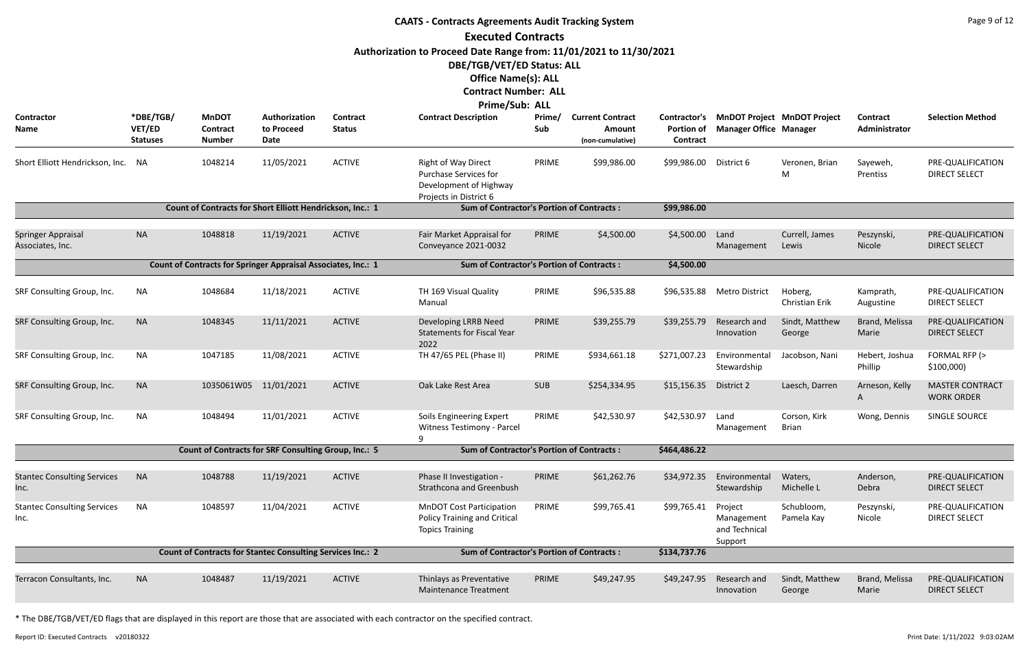# CAATS - Contracts Agreements Audit Tracking System

## Executed Contracts

**Authorization to Proceed Date Range from: 11/01/2021 to 11/30/2021**

**DBE/TGB/VET/ED Status: ALL**

**Office Name(s): ALL**

**Contract Number: ALL**

**Prime/Sub: ALL**

| Contractor Name | *DBE/TGB/ VET/ED Statuses | MnDOT Contract Number | Authorization to Proceed Date | Contract Status | Contract Description | Prime/ Sub | Current Contract Amount (non-cumulative) | Contractor's Portion of Contract | MnDOT Project Manager Office | MnDOT Project Manager | Contract Administrator | Selection Method |
|---|---|---|---|---|---|---|---|---|---|---|---|---|
| Short Elliott Hendrickson, Inc. | NA | 1048214 | 11/05/2021 | ACTIVE | Right of Way Direct Purchase Services for Development of Highway Projects in District 6 | PRIME | $99,986.00 | $99,986.00 | District 6 | Veronen, Brian M | Sayeweh, Prentiss | PRE-QUALIFICATION DIRECT SELECT |
| | | Count of Contracts for Short Elliott Hendrickson, Inc.: 1 | | | Sum of Contractor's Portion of Contracts : | | | $99,986.00 | | | | |
| Springer Appraisal Associates, Inc. | NA | 1048818 | 11/19/2021 | ACTIVE | Fair Market Appraisal for Conveyance 2021-0032 | PRIME | $4,500.00 | $4,500.00 | Land Management | Currell, James Lewis | Peszynski, Nicole | PRE-QUALIFICATION DIRECT SELECT |
| | | Count of Contracts for Springer Appraisal Associates, Inc.: 1 | | | Sum of Contractor's Portion of Contracts : | | | $4,500.00 | | | | |
| SRF Consulting Group, Inc. | NA | 1048684 | 11/18/2021 | ACTIVE | TH 169 Visual Quality Manual | PRIME | $96,535.88 | $96,535.88 | Metro District | Hoberg, Christian Erik | Kamprath, Augustine | PRE-QUALIFICATION DIRECT SELECT |
| SRF Consulting Group, Inc. | NA | 1048345 | 11/11/2021 | ACTIVE | Developing LRRB Need Statements for Fiscal Year 2022 | PRIME | $39,255.79 | $39,255.79 | Research and Innovation | Sindt, Matthew George | Brand, Melissa Marie | PRE-QUALIFICATION DIRECT SELECT |
| SRF Consulting Group, Inc. | NA | 1047185 | 11/08/2021 | ACTIVE | TH 47/65 PEL (Phase II) | PRIME | $934,661.18 | $271,007.23 | Environmental Stewardship | Jacobson, Nani | Hebert, Joshua Phillip | FORMAL RFP (> $100,000) |
| SRF Consulting Group, Inc. | NA | 1035061W05 | 11/01/2021 | ACTIVE | Oak Lake Rest Area | SUB | $254,334.95 | $15,156.35 | District 2 | Laesch, Darren | Arneson, Kelly A | MASTER CONTRACT WORK ORDER |
| SRF Consulting Group, Inc. | NA | 1048494 | 11/01/2021 | ACTIVE | Soils Engineering Expert Witness Testimony - Parcel 9 | PRIME | $42,530.97 | $42,530.97 | Land Management | Corson, Kirk Brian | Wong, Dennis | SINGLE SOURCE |
| | | Count of Contracts for SRF Consulting Group, Inc.: 5 | | | Sum of Contractor's Portion of Contracts : | | | $464,486.22 | | | | |
| Stantec Consulting Services Inc. | NA | 1048788 | 11/19/2021 | ACTIVE | Phase II Investigation - Strathcona and Greenbush | PRIME | $61,262.76 | $34,972.35 | Environmental Stewardship | Waters, Michelle L | Anderson, Debra | PRE-QUALIFICATION DIRECT SELECT |
| Stantec Consulting Services Inc. | NA | 1048597 | 11/04/2021 | ACTIVE | MnDOT Cost Participation Policy Training and Critical Topics Training | PRIME | $99,765.41 | $99,765.41 | Project Management and Technical Support | Schubloom, Pamela Kay | Peszynski, Nicole | PRE-QUALIFICATION DIRECT SELECT |
| | | Count of Contracts for Stantec Consulting Services Inc.: 2 | | | Sum of Contractor's Portion of Contracts : | | | $134,737.76 | | | | |
| Terracon Consultants, Inc. | NA | 1048487 | 11/19/2021 | ACTIVE | Thinlays as Preventative Maintenance Treatment | PRIME | $49,247.95 | $49,247.95 | Research and Innovation | Sindt, Matthew George | Brand, Melissa Marie | PRE-QUALIFICATION DIRECT SELECT |

* The DBE/TGB/VET/ED flags that are displayed in this report are those that are associated with each contractor on the specified contract.

Report ID: Executed Contracts v20180322

Print Date: 1/11/2022 9:03:02AM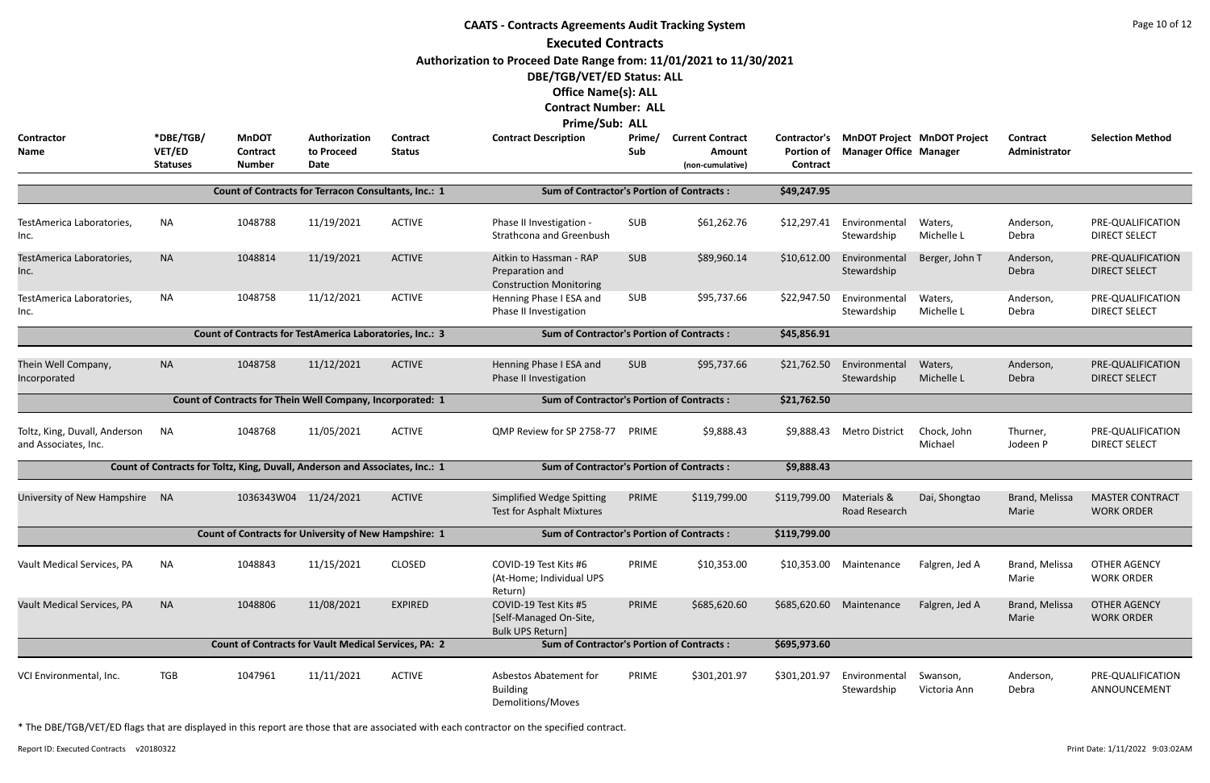# CAATS - Contracts Agreements Audit Tracking System

## Executed Contracts

**Authorization to Proceed Date Range from: 11/01/2021 to 11/30/2021**

**DBE/TGB/VET/ED Status: ALL**

**Office Name(s): ALL**

**Contract Number: ALL**

**Prime/Sub: ALL**

| Contractor Name | *DBE/TGB/ VET/ED Statuses | MnDOT Contract Number | Authorization to Proceed Date | Contract Status | Contract Description | Prime/ Sub | Current Contract Amount (non-cumulative) | Contractor's Portion of Contract | MnDOT Project Manager Office | MnDOT Project Manager | Contract Administrator | Selection Method |
|---|---|---|---|---|---|---|---|---|---|---|---|---|
| | | Count of Contracts for Terracon Consultants, Inc.: 1 | | | Sum of Contractor's Portion of Contracts : | | | $49,247.95 | | | | |
| TestAmerica Laboratories, Inc. | NA | 1048788 | 11/19/2021 | ACTIVE | Phase II Investigation - Strathcona and Greenbush | SUB | $61,262.76 | $12,297.41 | Environmental Stewardship | Waters, Michelle L | Anderson, Debra | PRE-QUALIFICATION DIRECT SELECT |
| TestAmerica Laboratories, Inc. | NA | 1048814 | 11/19/2021 | ACTIVE | Aitkin to Hassman - RAP Preparation and Construction Monitoring | SUB | $89,960.14 | $10,612.00 | Environmental Stewardship | Berger, John T | Anderson, Debra | PRE-QUALIFICATION DIRECT SELECT |
| TestAmerica Laboratories, Inc. | NA | 1048758 | 11/12/2021 | ACTIVE | Henning Phase I ESA and Phase II Investigation | SUB | $95,737.66 | $22,947.50 | Environmental Stewardship | Waters, Michelle L | Anderson, Debra | PRE-QUALIFICATION DIRECT SELECT |
| | | Count of Contracts for TestAmerica Laboratories, Inc.: 3 | | | Sum of Contractor's Portion of Contracts : | | | $45,856.91 | | | | |
| Thein Well Company, Incorporated | NA | 1048758 | 11/12/2021 | ACTIVE | Henning Phase I ESA and Phase II Investigation | SUB | $95,737.66 | $21,762.50 | Environmental Stewardship | Waters, Michelle L | Anderson, Debra | PRE-QUALIFICATION DIRECT SELECT |
| | | Count of Contracts for Thein Well Company, Incorporated: 1 | | | Sum of Contractor's Portion of Contracts : | | | $21,762.50 | | | | |
| Toltz, King, Duvall, Anderson and Associates, Inc. | NA | 1048768 | 11/05/2021 | ACTIVE | QMP Review for SP 2758-77 | PRIME | $9,888.43 | $9,888.43 | Metro District | Chock, John Michael | Thurner, Jodeen P | PRE-QUALIFICATION DIRECT SELECT |
| | | Count of Contracts for Toltz, King, Duvall, Anderson and Associates, Inc.: 1 | | | Sum of Contractor's Portion of Contracts : | | | $9,888.43 | | | | |
| University of New Hampshire | NA | 1036343W04 | 11/24/2021 | ACTIVE | Simplified Wedge Spitting Test for Asphalt Mixtures | PRIME | $119,799.00 | $119,799.00 | Materials & Road Research | Dai, Shongtao | Brand, Melissa Marie | MASTER CONTRACT WORK ORDER |
| | | Count of Contracts for University of New Hampshire: 1 | | | Sum of Contractor's Portion of Contracts : | | | $119,799.00 | | | | |
| Vault Medical Services, PA | NA | 1048843 | 11/15/2021 | CLOSED | COVID-19 Test Kits #6 (At-Home; Individual UPS Return) | PRIME | $10,353.00 | $10,353.00 | Maintenance | Falgren, Jed A | Brand, Melissa Marie | OTHER AGENCY WORK ORDER |
| Vault Medical Services, PA | NA | 1048806 | 11/08/2021 | EXPIRED | COVID-19 Test Kits #5 [Self-Managed On-Site, Bulk UPS Return] | PRIME | $685,620.60 | $685,620.60 | Maintenance | Falgren, Jed A | Brand, Melissa Marie | OTHER AGENCY WORK ORDER |
| | | Count of Contracts for Vault Medical Services, PA: 2 | | | Sum of Contractor's Portion of Contracts : | | | $695,973.60 | | | | |
| VCI Environmental, Inc. | TGB | 1047961 | 11/11/2021 | ACTIVE | Asbestos Abatement for Building Demolitions/Moves | PRIME | $301,201.97 | $301,201.97 | Environmental Stewardship | Swanson, Victoria Ann | Anderson, Debra | PRE-QUALIFICATION ANNOUNCEMENT |

\* The DBE/TGB/VET/ED flags that are displayed in this report are those that are associated with each contractor on the specified contract.

Report ID: Executed Contracts v20180322 | Print Date: 1/11/2022 9:03:02AM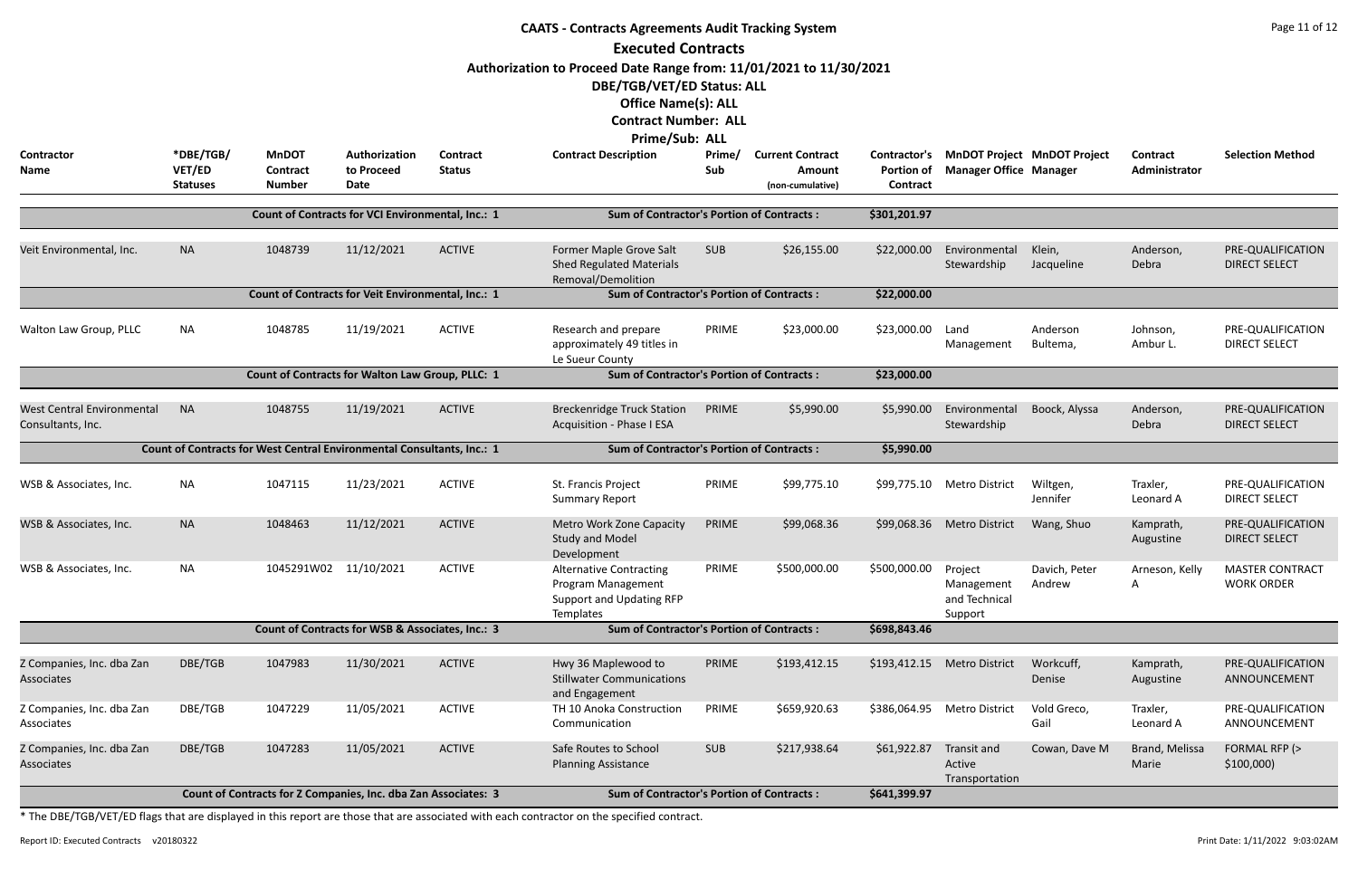# CAATS - Contracts Agreements Audit Tracking System

## Executed Contracts

**Authorization to Proceed Date Range from: 11/01/2021 to 11/30/2021**

**DBE/TGB/VET/ED Status: ALL**

**Office Name(s): ALL**

**Contract Number: ALL**

**Prime/Sub: ALL**

| Contractor Name | *DBE/TGB/ VET/ED Statuses | MnDOT Contract Number | Authorization to Proceed Date | Contract Status | Contract Description | Prime/ Sub | Current Contract Amount (non-cumulative) | Contractor's Portion of Contract | MnDOT Project Manager Office | MnDOT Project Manager | Contract Administrator | Selection Method |
|---|---|---|---|---|---|---|---|---|---|---|---|---|
| | | Count of Contracts for VCI Environmental, Inc.: 1 | | | Sum of Contractor's Portion of Contracts : | | | $301,201.97 | | | | |
| Veit Environmental, Inc. | NA | 1048739 | 11/12/2021 | ACTIVE | Former Maple Grove Salt Shed Regulated Materials Removal/Demolition | SUB | $26,155.00 | $22,000.00 | Environmental Stewardship | Klein, Jacqueline | Anderson, Debra | PRE-QUALIFICATION DIRECT SELECT |
| | | Count of Contracts for Veit Environmental, Inc.: 1 | | | Sum of Contractor's Portion of Contracts : | | | $22,000.00 | | | | |
| Walton Law Group, PLLC | NA | 1048785 | 11/19/2021 | ACTIVE | Research and prepare approximately 49 titles in Le Sueur County | PRIME | $23,000.00 | $23,000.00 | Land Management | Anderson Bultema, | Johnson, Ambur L. | PRE-QUALIFICATION DIRECT SELECT |
| | | Count of Contracts for Walton Law Group, PLLC: 1 | | | Sum of Contractor's Portion of Contracts : | | | $23,000.00 | | | | |
| West Central Environmental Consultants, Inc. | NA | 1048755 | 11/19/2021 | ACTIVE | Breckenridge Truck Station Acquisition - Phase I ESA | PRIME | $5,990.00 | $5,990.00 | Environmental Stewardship | Boock, Alyssa | Anderson, Debra | PRE-QUALIFICATION DIRECT SELECT |
| | | Count of Contracts for West Central Environmental Consultants, Inc.: 1 | | | Sum of Contractor's Portion of Contracts : | | | $5,990.00 | | | | |
| WSB & Associates, Inc. | NA | 1047115 | 11/23/2021 | ACTIVE | St. Francis Project Summary Report | PRIME | $99,775.10 | $99,775.10 | Metro District | Wiltgen, Jennifer | Traxler, Leonard A | PRE-QUALIFICATION DIRECT SELECT |
| WSB & Associates, Inc. | NA | 1048463 | 11/12/2021 | ACTIVE | Metro Work Zone Capacity Study and Model Development | PRIME | $99,068.36 | $99,068.36 | Metro District | Wang, Shuo | Kamprath, Augustine | PRE-QUALIFICATION DIRECT SELECT |
| WSB & Associates, Inc. | NA | 1045291W02 | 11/10/2021 | ACTIVE | Alternative Contracting Program Management Support and Updating RFP Templates | PRIME | $500,000.00 | $500,000.00 | Project Management and Technical Support | Davich, Peter Andrew | Arneson, Kelly A | MASTER CONTRACT WORK ORDER |
| | | Count of Contracts for WSB & Associates, Inc.: 3 | | | Sum of Contractor's Portion of Contracts : | | | $698,843.46 | | | | |
| Z Companies, Inc. dba Zan Associates | DBE/TGB | 1047983 | 11/30/2021 | ACTIVE | Hwy 36 Maplewood to Stillwater Communications and Engagement | PRIME | $193,412.15 | $193,412.15 | Metro District | Workcuff, Denise | Kamprath, Augustine | PRE-QUALIFICATION ANNOUNCEMENT |
| Z Companies, Inc. dba Zan Associates | DBE/TGB | 1047229 | 11/05/2021 | ACTIVE | TH 10 Anoka Construction Communication | PRIME | $659,920.63 | $386,064.95 | Metro District | Vold Greco, Gail | Traxler, Leonard A | PRE-QUALIFICATION ANNOUNCEMENT |
| Z Companies, Inc. dba Zan Associates | DBE/TGB | 1047283 | 11/05/2021 | ACTIVE | Safe Routes to School Planning Assistance | SUB | $217,938.64 | $61,922.87 | Transit and Active Transportation | Cowan, Dave M | Brand, Melissa Marie | FORMAL RFP (> $100,000) |
| | | Count of Contracts for Z Companies, Inc. dba Zan Associates: 3 | | | Sum of Contractor's Portion of Contracts : | | | $641,399.97 | | | | |

* The DBE/TGB/VET/ED flags that are displayed in this report are those that are associated with each contractor on the specified contract.

Report ID: Executed Contracts v20180322

Print Date: 1/11/2022 9:03:02AM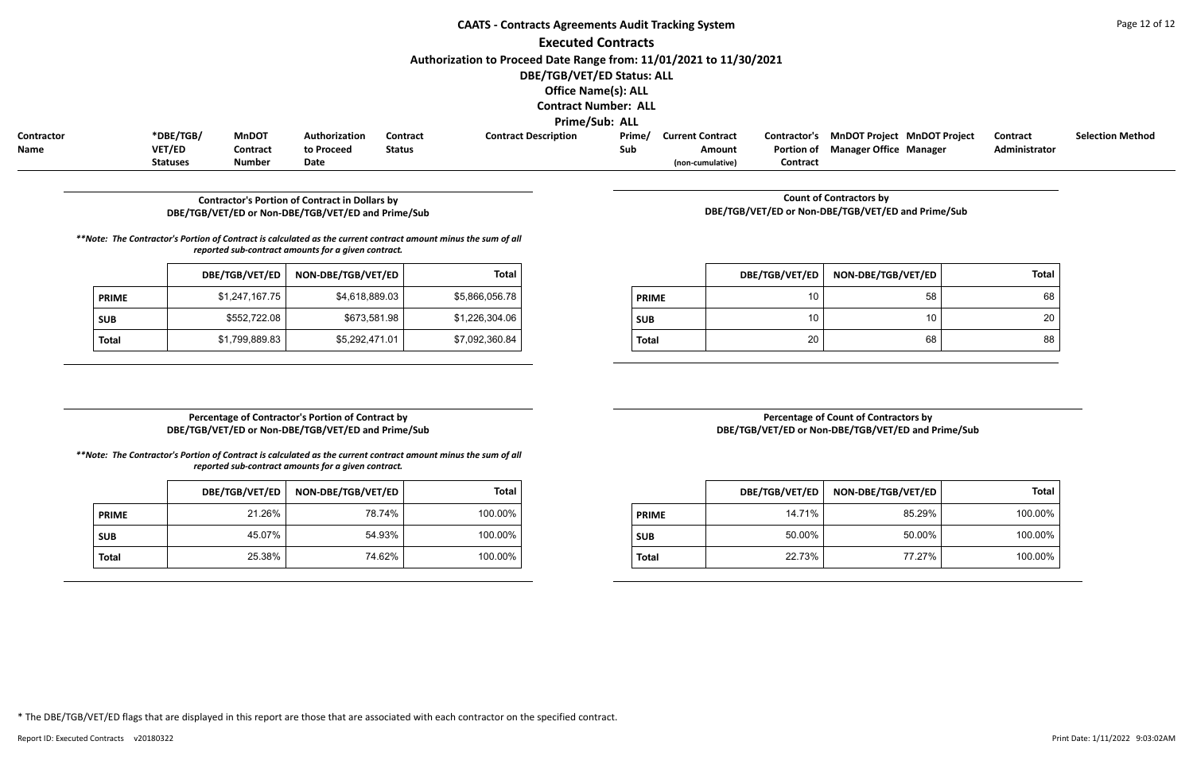# CAATS - Contracts Agreements Audit Tracking System

## Executed Contracts

**Authorization to Proceed Date Range from: 11/01/2021 to 11/30/2021**

**DBE/TGB/VET/ED Status: ALL**

**Office Name(s): ALL**

**Contract Number: ALL**

**Prime/Sub: ALL**

| Contractor Name | *DBE/TGB/VET/ED Statuses | MnDOT Contract Number | Authorization to Proceed Date | Contract Status | Contract Description | Prime/Sub | Current Contract Amount (non-cumulative) | Contractor's Portion of Contract | MnDOT Project Manager Office | MnDOT Project Manager | Contract Administrator | Selection Method |
|---|---|---|---|---|---|---|---|---|---|---|---|---|

### Contractor's Portion of Contract in Dollars by DBE/TGB/VET/ED or Non-DBE/TGB/VET/ED and Prime/Sub

***Note: The Contractor's Portion of Contract is calculated as the current contract amount minus the sum of all reported sub-contract amounts for a given contract.*

| | DBE/TGB/VET/ED | NON-DBE/TGB/VET/ED | Total |
|---|---|---|---|
| **PRIME** | $1,247,167.75 | $4,618,889.03 | $5,866,056.78 |
| **SUB** | $552,722.08 | $673,581.98 | $1,226,304.06 |
| **Total** | $1,799,889.83 | $5,292,471.01 | $7,092,360.84 |

### Count of Contractors by DBE/TGB/VET/ED or Non-DBE/TGB/VET/ED and Prime/Sub

| | DBE/TGB/VET/ED | NON-DBE/TGB/VET/ED | Total |
|---|---|---|---|
| **PRIME** | 10 | 58 | 68 |
| **SUB** | 10 | 10 | 20 |
| **Total** | 20 | 68 | 88 |

### Percentage of Contractor's Portion of Contract by DBE/TGB/VET/ED or Non-DBE/TGB/VET/ED and Prime/Sub

***Note: The Contractor's Portion of Contract is calculated as the current contract amount minus the sum of all reported sub-contract amounts for a given contract.*

| | DBE/TGB/VET/ED | NON-DBE/TGB/VET/ED | Total |
|---|---|---|---|
| **PRIME** | 21.26% | 78.74% | 100.00% |
| **SUB** | 45.07% | 54.93% | 100.00% |
| **Total** | 25.38% | 74.62% | 100.00% |

### Percentage of Count of Contractors by DBE/TGB/VET/ED or Non-DBE/TGB/VET/ED and Prime/Sub

| | DBE/TGB/VET/ED | NON-DBE/TGB/VET/ED | Total |
|---|---|---|---|
| **PRIME** | 14.71% | 85.29% | 100.00% |
| **SUB** | 50.00% | 50.00% | 100.00% |
| **Total** | 22.73% | 77.27% | 100.00% |

* The DBE/TGB/VET/ED flags that are displayed in this report are those that are associated with each contractor on the specified contract.

Report ID: Executed Contracts v20180322

Print Date: 1/11/2022 9:03:02AM